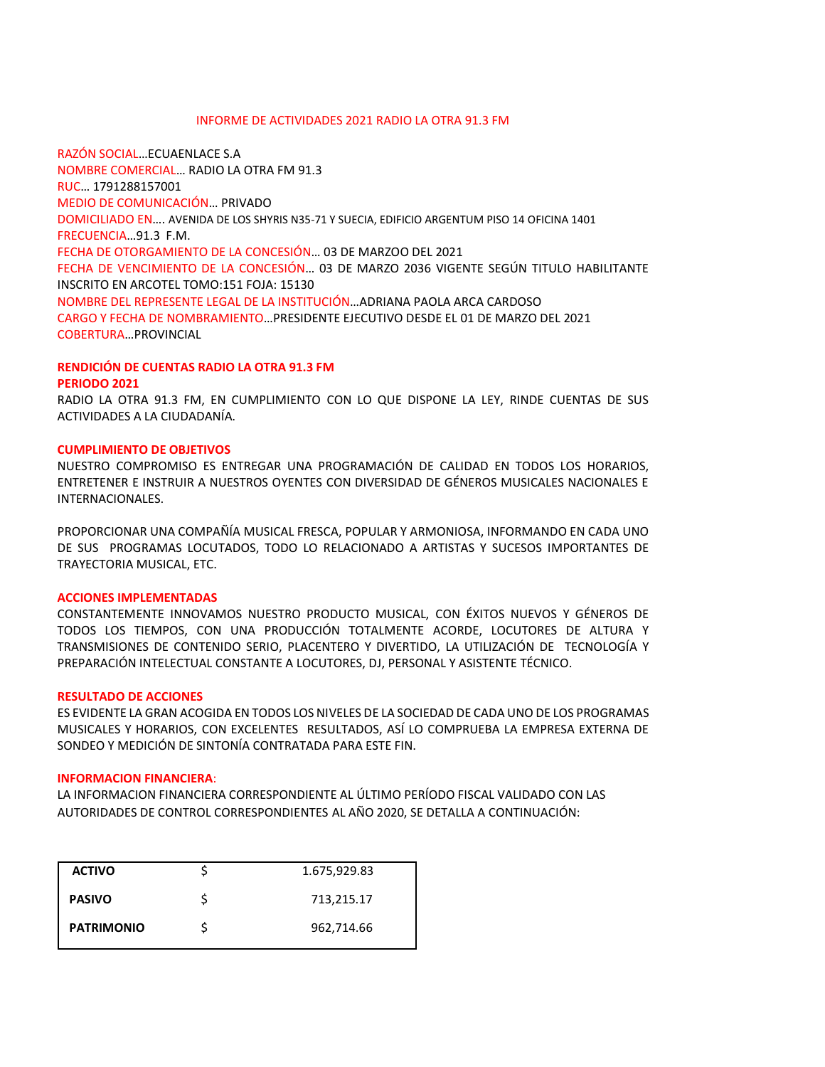# INFORME DE ACTIVIDADES 2021 RADIO LA OTRA 91.3 FM

RAZÓN SOCIAL…ECUAENLACE S.A
NOMBRE COMERCIAL… RADIO LA OTRA FM 91.3
RUC… 1791288157001
MEDIO DE COMUNICACIÓN… PRIVADO
DOMICILIADO EN…. AVENIDA DE LOS SHYRIS N35-71 Y SUECIA, EDIFICIO ARGENTUM PISO 14 OFICINA 1401
FRECUENCIA…91.3 F.M.
FECHA DE OTORGAMIENTO DE LA CONCESIÓN… 03 DE MARZOO DEL 2021
FECHA DE VENCIMIENTO DE LA CONCESIÓN… 03 DE MARZO 2036 VIGENTE SEGÚN TITULO HABILITANTE INSCRITO EN ARCOTEL TOMO:151 FOJA: 15130
NOMBRE DEL REPRESENTE LEGAL DE LA INSTITUCIÓN…ADRIANA PAOLA ARCA CARDOSO
CARGO Y FECHA DE NOMBRAMIENTO…PRESIDENTE EJECUTIVO DESDE EL 01 DE MARZO DEL 2021
COBERTURA…PROVINCIAL

**RENDICIÓN DE CUENTAS RADIO LA OTRA 91.3 FM**
**PERIODO 2021**

RADIO LA OTRA 91.3 FM, EN CUMPLIMIENTO CON LO QUE DISPONE LA LEY, RINDE CUENTAS DE SUS ACTIVIDADES A LA CIUDADANÍA.

**CUMPLIMIENTO DE OBJETIVOS**

NUESTRO COMPROMISO ES ENTREGAR UNA PROGRAMACIÓN DE CALIDAD EN TODOS LOS HORARIOS, ENTRETENER E INSTRUIR A NUESTROS OYENTES CON DIVERSIDAD DE GÉNEROS MUSICALES NACIONALES E INTERNACIONALES.

PROPORCIONAR UNA COMPAÑÍA MUSICAL FRESCA, POPULAR Y ARMONIOSA, INFORMANDO EN CADA UNO DE SUS PROGRAMAS LOCUTADOS, TODO LO RELACIONADO A ARTISTAS Y SUCESOS IMPORTANTES DE TRAYECTORIA MUSICAL, ETC.

**ACCIONES IMPLEMENTADAS**

CONSTANTEMENTE INNOVAMOS NUESTRO PRODUCTO MUSICAL, CON ÉXITOS NUEVOS Y GÉNEROS DE TODOS LOS TIEMPOS, CON UNA PRODUCCIÓN TOTALMENTE ACORDE, LOCUTORES DE ALTURA Y TRANSMISIONES DE CONTENIDO SERIO, PLACENTERO Y DIVERTIDO, LA UTILIZACIÓN DE TECNOLOGÍA Y PREPARACIÓN INTELECTUAL CONSTANTE A LOCUTORES, DJ, PERSONAL Y ASISTENTE TÉCNICO.

**RESULTADO DE ACCIONES**

ES EVIDENTE LA GRAN ACOGIDA EN TODOS LOS NIVELES DE LA SOCIEDAD DE CADA UNO DE LOS PROGRAMAS MUSICALES Y HORARIOS, CON EXCELENTES RESULTADOS, ASÍ LO COMPRUEBA LA EMPRESA EXTERNA DE SONDEO Y MEDICIÓN DE SINTONÍA CONTRATADA PARA ESTE FIN.

**INFORMACION FINANCIERA**:

LA INFORMACION FINANCIERA CORRESPONDIENTE AL ÚLTIMO PERÍODO FISCAL VALIDADO CON LAS AUTORIDADES DE CONTROL CORRESPONDIENTES AL AÑO 2020, SE DETALLA A CONTINUACIÓN:

| | | |
|---|---|---|
| **ACTIVO** | $ | 1.675,929.83 |
| **PASIVO** | $ | 713,215.17 |
| **PATRIMONIO** | $ | 962,714.66 |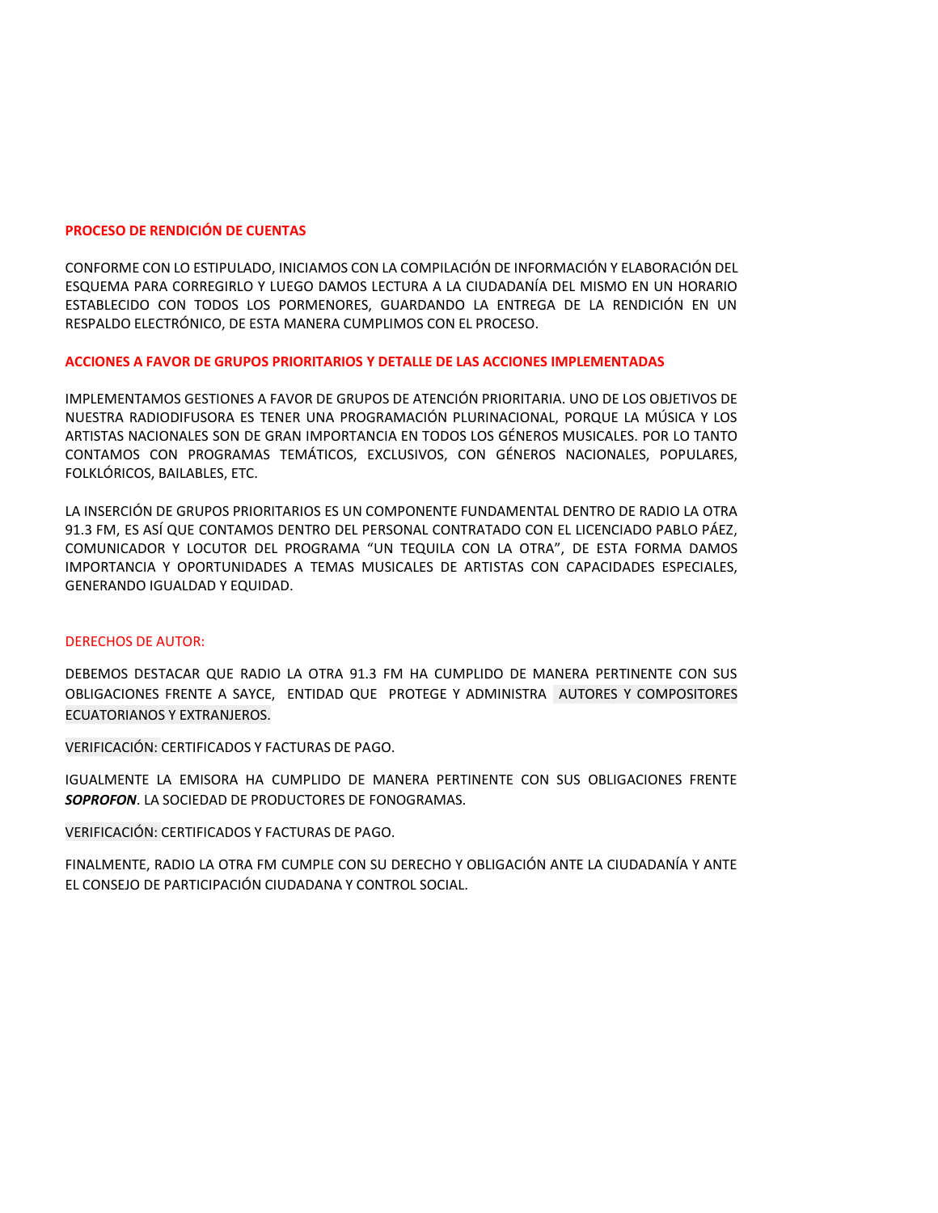## PROCESO DE RENDICIÓN DE CUENTAS

CONFORME CON LO ESTIPULADO, INICIAMOS CON LA COMPILACIÓN DE INFORMACIÓN Y ELABORACIÓN DEL ESQUEMA PARA CORREGIRLO Y LUEGO DAMOS LECTURA A LA CIUDADANÍA DEL MISMO EN UN HORARIO ESTABLECIDO CON TODOS LOS PORMENORES, GUARDANDO LA ENTREGA DE LA RENDICIÓN EN UN RESPALDO ELECTRÓNICO, DE ESTA MANERA CUMPLIMOS CON EL PROCESO.

## ACCIONES A FAVOR DE GRUPOS PRIORITARIOS Y DETALLE DE LAS ACCIONES IMPLEMENTADAS

IMPLEMENTAMOS GESTIONES A FAVOR DE GRUPOS DE ATENCIÓN PRIORITARIA. UNO DE LOS OBJETIVOS DE NUESTRA RADIODIFUSORA ES TENER UNA PROGRAMACIÓN PLURINACIONAL, PORQUE LA MÚSICA Y LOS ARTISTAS NACIONALES SON DE GRAN IMPORTANCIA EN TODOS LOS GÉNEROS MUSICALES. POR LO TANTO CONTAMOS CON PROGRAMAS TEMÁTICOS, EXCLUSIVOS, CON GÉNEROS NACIONALES, POPULARES, FOLKLÓRICOS, BAILABLES, ETC.

LA INSERCIÓN DE GRUPOS PRIORITARIOS ES UN COMPONENTE FUNDAMENTAL DENTRO DE RADIO LA OTRA 91.3 FM, ES ASÍ QUE CONTAMOS DENTRO DEL PERSONAL CONTRATADO CON EL LICENCIADO PABLO PÁEZ, COMUNICADOR Y LOCUTOR DEL PROGRAMA "UN TEQUILA CON LA OTRA", DE ESTA FORMA DAMOS IMPORTANCIA Y OPORTUNIDADES A TEMAS MUSICALES DE ARTISTAS CON CAPACIDADES ESPECIALES, GENERANDO IGUALDAD Y EQUIDAD.

## DERECHOS DE AUTOR:

DEBEMOS DESTACAR QUE RADIO LA OTRA 91.3 FM HA CUMPLIDO DE MANERA PERTINENTE CON SUS OBLIGACIONES FRENTE A SAYCE, ENTIDAD QUE PROTEGE Y ADMINISTRA AUTORES Y COMPOSITORES ECUATORIANOS Y EXTRANJEROS.

VERIFICACIÓN: CERTIFICADOS Y FACTURAS DE PAGO.

IGUALMENTE LA EMISORA HA CUMPLIDO DE MANERA PERTINENTE CON SUS OBLIGACIONES FRENTE ***SOPROFON***. LA SOCIEDAD DE PRODUCTORES DE FONOGRAMAS.

VERIFICACIÓN: CERTIFICADOS Y FACTURAS DE PAGO.

FINALMENTE, RADIO LA OTRA FM CUMPLE CON SU DERECHO Y OBLIGACIÓN ANTE LA CIUDADANÍA Y ANTE EL CONSEJO DE PARTICIPACIÓN CIUDADANA Y CONTROL SOCIAL.